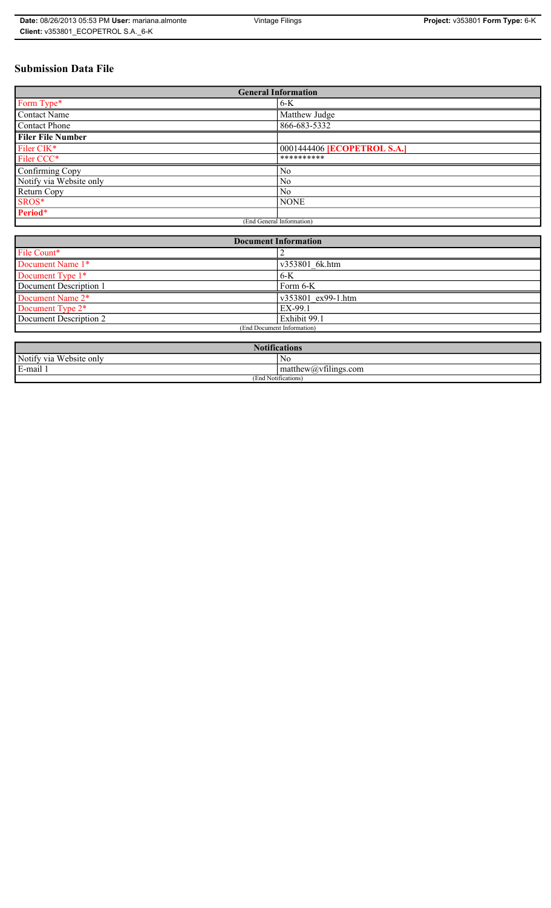# Submission Data File

| General Information | |
|---|---|
| Form Type* | 6-K |
| Contact Name | Matthew Judge |
| Contact Phone | 866-683-5332 |
| **Filer File Number** | |
| Filer CIK* | 0001444406 **[ECOPETROL S.A.]** |
| Filer CCC* | ********** |
| Confirming Copy | No |
| Notify via Website only | No |
| Return Copy | No |
| SROS* | NONE |
| **Period*** | |
| (End General Information) | |

| Document Information | |
|---|---|
| File Count* | 2 |
| Document Name 1* | v353801_6k.htm |
| Document Type 1* | 6-K |
| Document Description 1 | Form 6-K |
| Document Name 2* | v353801_ex99-1.htm |
| Document Type 2* | EX-99.1 |
| Document Description 2 | Exhibit 99.1 |
| (End Document Information) | |

| Notifications | |
|---|---|
| Notify via Website only | No |
| E-mail 1 | matthew@vfilings.com |
| (End Notifications) | |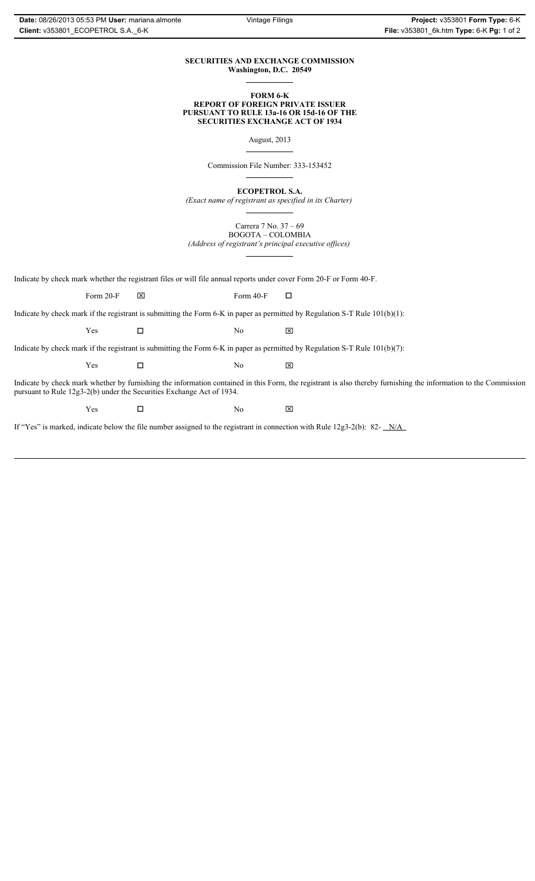**SECURITIES AND EXCHANGE COMMISSION**
**Washington, D.C. 20549**

**FORM 6-K**
**REPORT OF FOREIGN PRIVATE ISSUER**
**PURSUANT TO RULE 13a-16 OR 15d-16 OF THE**
**SECURITIES EXCHANGE ACT OF 1934**

August, 2013

Commission File Number: 333-153452

**ECOPETROL S.A.**
*(Exact name of registrant as specified in its Charter)*

Carrera 7 No. 37 – 69
BOGOTA – COLOMBIA
*(Address of registrant's principal executive offices)*

Indicate by check mark whether the registrant files or will file annual reports under cover Form 20-F or Form 40-F.

Form 20-F ☒ Form 40-F ☐

Indicate by check mark if the registrant is submitting the Form 6-K in paper as permitted by Regulation S-T Rule 101(b)(1):

Yes ☐ No ☒

Indicate by check mark if the registrant is submitting the Form 6-K in paper as permitted by Regulation S-T Rule 101(b)(7):

Yes ☐ No ☒

Indicate by check mark whether by furnishing the information contained in this Form, the registrant is also thereby furnishing the information to the Commission pursuant to Rule 12g3-2(b) under the Securities Exchange Act of 1934.

Yes ☐ No ☒

If "Yes" is marked, indicate below the file number assigned to the registrant in connection with Rule 12g3-2(b): 82- N/A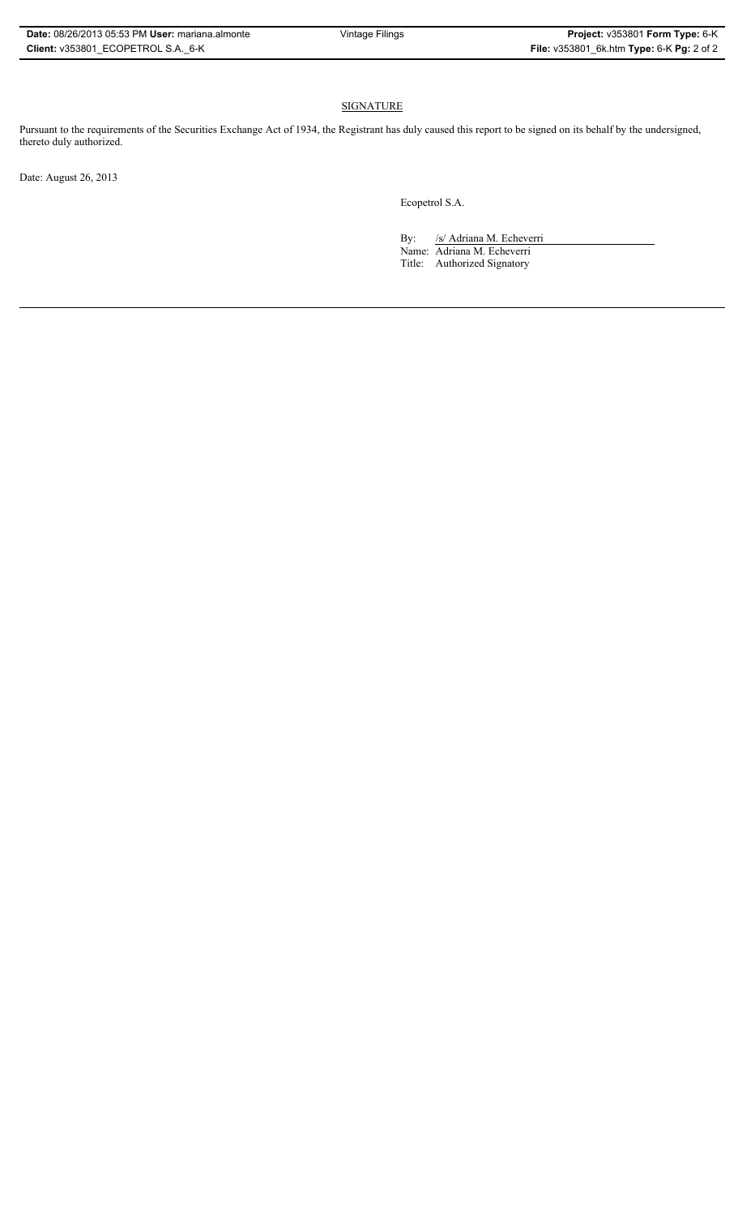## SIGNATURE

Pursuant to the requirements of the Securities Exchange Act of 1934, the Registrant has duly caused this report to be signed on its behalf by the undersigned, thereto duly authorized.

Date: August 26, 2013

Ecopetrol S.A.

By: /s/ Adriana M. Echeverri
Name: Adriana M. Echeverri
Title: Authorized Signatory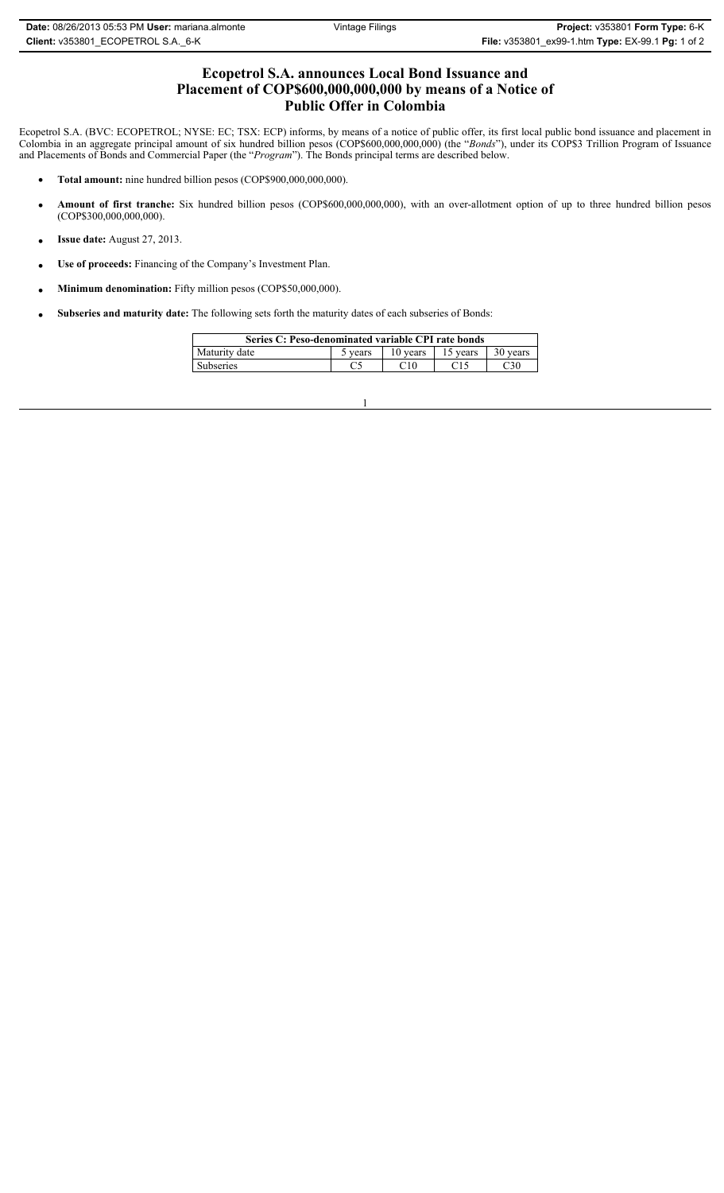# Ecopetrol S.A. announces Local Bond Issuance and Placement of COP$600,000,000,000 by means of a Notice of Public Offer in Colombia

Ecopetrol S.A. (BVC: ECOPETROL; NYSE: EC; TSX: ECP) informs, by means of a notice of public offer, its first local public bond issuance and placement in Colombia in an aggregate principal amount of six hundred billion pesos (COP$600,000,000,000) (the "*Bonds*"), under its COP$3 Trillion Program of Issuance and Placements of Bonds and Commercial Paper (the "*Program*"). The Bonds principal terms are described below.

- **Total amount:** nine hundred billion pesos (COP$900,000,000,000).
- **Amount of first tranche:** Six hundred billion pesos (COP$600,000,000,000), with an over-allotment option of up to three hundred billion pesos (COP$300,000,000,000).
- **Issue date:** August 27, 2013.
- **Use of proceeds:** Financing of the Company's Investment Plan.
- **Minimum denomination:** Fifty million pesos (COP$50,000,000).
- **Subseries and maturity date:** The following sets forth the maturity dates of each subseries of Bonds:

| Series C: Peso-denominated variable CPI rate bonds | | | | |
|---|---|---|---|---|
| Maturity date | 5 years | 10 years | 15 years | 30 years |
| Subseries | C5 | C10 | C15 | C30 |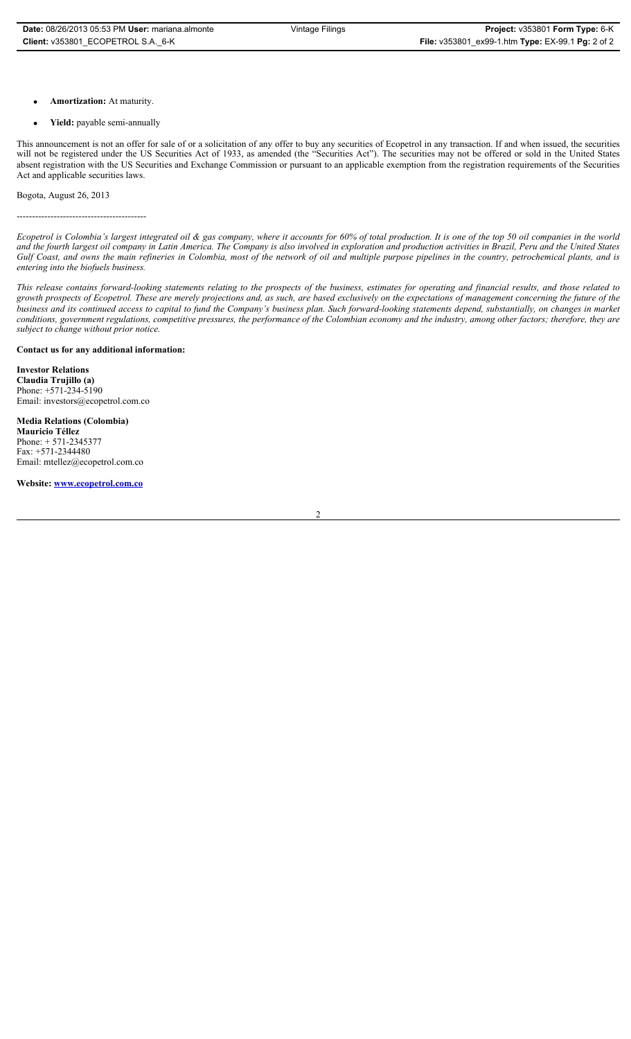- **Amortization:** At maturity.
- **Yield:** payable semi-annually

This announcement is not an offer for sale of or a solicitation of any offer to buy any securities of Ecopetrol in any transaction. If and when issued, the securities will not be registered under the US Securities Act of 1933, as amended (the "Securities Act"). The securities may not be offered or sold in the United States absent registration with the US Securities and Exchange Commission or pursuant to an applicable exemption from the registration requirements of the Securities Act and applicable securities laws.

Bogota, August 26, 2013

-----------------------------------------

*Ecopetrol is Colombia's largest integrated oil & gas company, where it accounts for 60% of total production. It is one of the top 50 oil companies in the world and the fourth largest oil company in Latin America. The Company is also involved in exploration and production activities in Brazil, Peru and the United States Gulf Coast, and owns the main refineries in Colombia, most of the network of oil and multiple purpose pipelines in the country, petrochemical plants, and is entering into the biofuels business.*

*This release contains forward-looking statements relating to the prospects of the business, estimates for operating and financial results, and those related to growth prospects of Ecopetrol. These are merely projections and, as such, are based exclusively on the expectations of management concerning the future of the business and its continued access to capital to fund the Company's business plan. Such forward-looking statements depend, substantially, on changes in market conditions, government regulations, competitive pressures, the performance of the Colombian economy and the industry, among other factors; therefore, they are subject to change without prior notice.*

**Contact us for any additional information:**

**Investor Relations**
**Claudia Trujillo (a)**
Phone: +571-234-5190
Email: investors@ecopetrol.com.co

**Media Relations (Colombia)**
**Mauricio Téllez**
Phone: + 571-2345377
Fax: +571-2344480
Email: mtellez@ecopetrol.com.co

**Website: [www.ecopetrol.com.co](http://www.ecopetrol.com.co)**